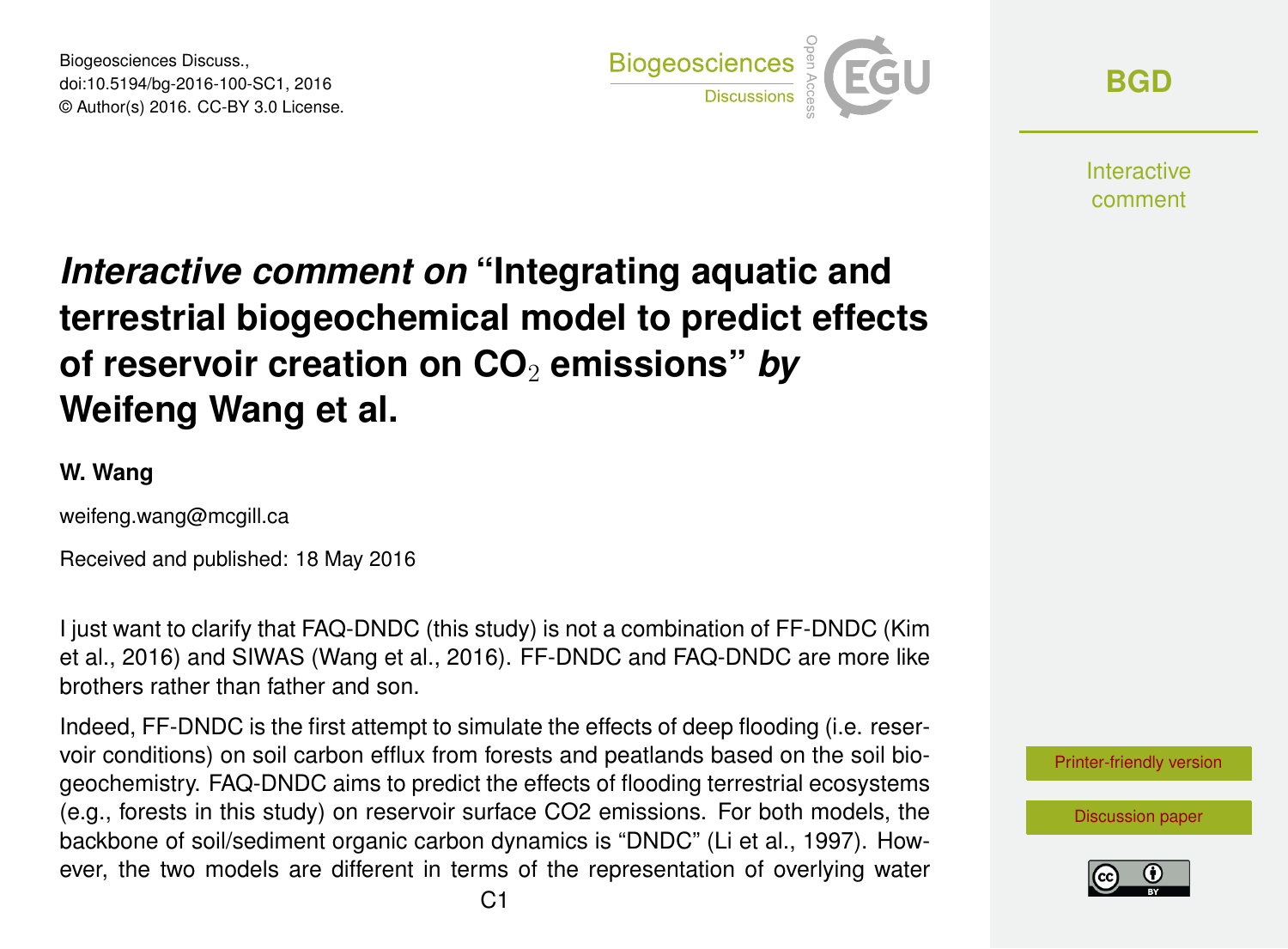# *Interactive comment on* "Integrating aquatic and terrestrial biogeochemical model to predict effects of reservoir creation on $CO_2$ emissions" *by* Weifeng Wang et al.

**W. Wang**

weifeng.wang@mcgill.ca

Received and published: 18 May 2016

I just want to clarify that FAQ-DNDC (this study) is not a combination of FF-DNDC (Kim et al., 2016) and SIWAS (Wang et al., 2016). FF-DNDC and FAQ-DNDC are more like brothers rather than father and son.

Indeed, FF-DNDC is the first attempt to simulate the effects of deep flooding (i.e. reservoir conditions) on soil carbon efflux from forests and peatlands based on the soil biogeochemistry. FAQ-DNDC aims to predict the effects of flooding terrestrial ecosystems (e.g., forests in this study) on reservoir surface CO2 emissions. For both models, the backbone of soil/sediment organic carbon dynamics is "DNDC" (Li et al., 1997). However, the two models are different in terms of the representation of overlying water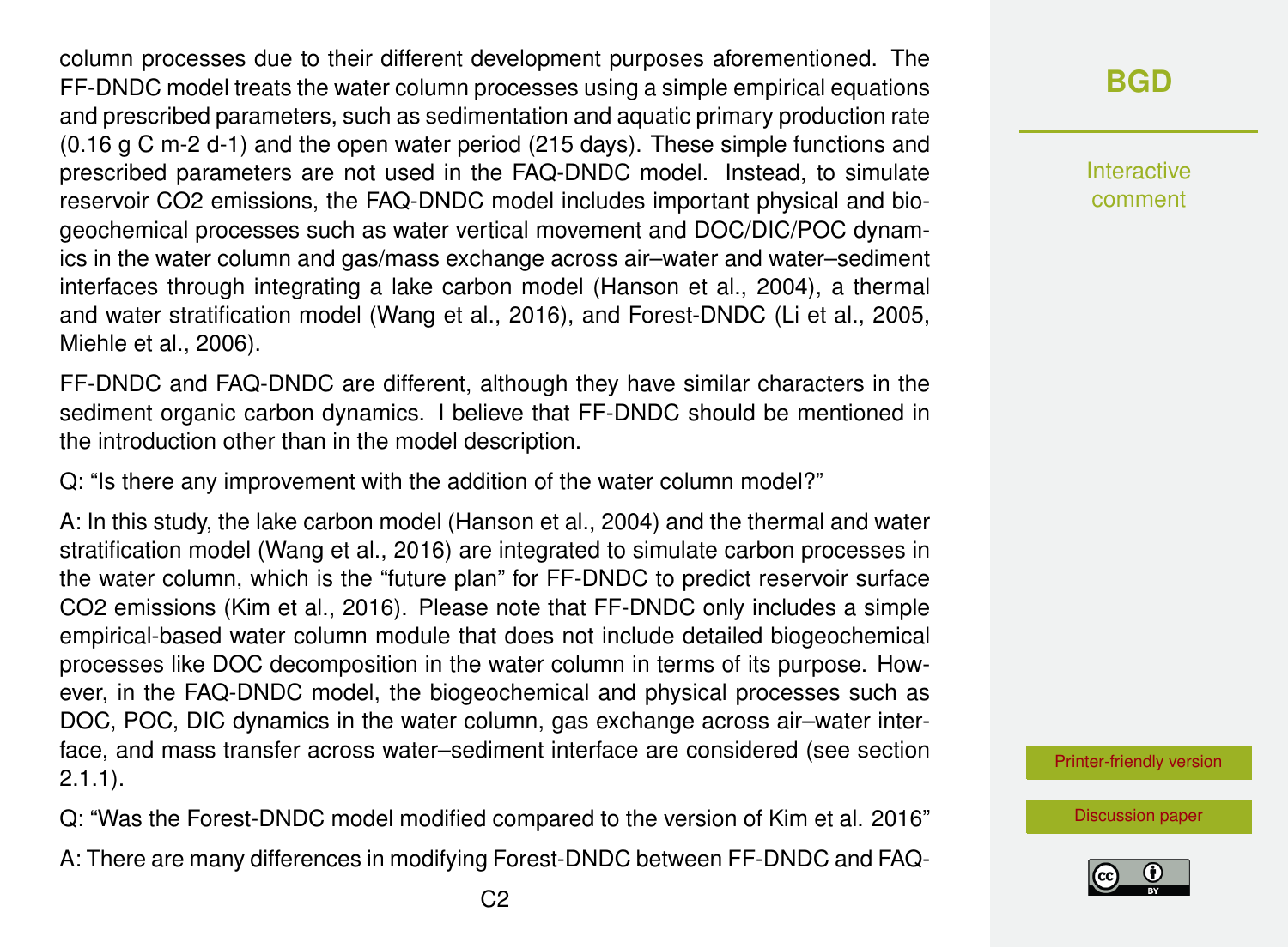column processes due to their different development purposes aforementioned. The FF-DNDC model treats the water column processes using a simple empirical equations and prescribed parameters, such as sedimentation and aquatic primary production rate (0.16 g C m-2 d-1) and the open water period (215 days). These simple functions and prescribed parameters are not used in the FAQ-DNDC model. Instead, to simulate reservoir $CO_2$ emissions, the FAQ-DNDC model includes important physical and biogeochemical processes such as water vertical movement and DOC/DIC/POC dynamics in the water column and gas/mass exchange across air–water and water–sediment interfaces through integrating a lake carbon model (Hanson et al., 2004), a thermal and water stratification model (Wang et al., 2016), and Forest-DNDC (Li et al., 2005, Miehle et al., 2006).

FF-DNDC and FAQ-DNDC are different, although they have similar characters in the sediment organic carbon dynamics. I believe that FF-DNDC should be mentioned in the introduction other than in the model description.

Q: "Is there any improvement with the addition of the water column model?"

A: In this study, the lake carbon model (Hanson et al., 2004) and the thermal and water stratification model (Wang et al., 2016) are integrated to simulate carbon processes in the water column, which is the "future plan" for FF-DNDC to predict reservoir surface $CO_2$ emissions (Kim et al., 2016). Please note that FF-DNDC only includes a simple empirical-based water column module that does not include detailed biogeochemical processes like DOC decomposition in the water column in terms of its purpose. However, in the FAQ-DNDC model, the biogeochemical and physical processes such as DOC, POC, DIC dynamics in the water column, gas exchange across air–water interface, and mass transfer across water–sediment interface are considered (see section 2.1.1).

Q: "Was the Forest-DNDC model modified compared to the version of Kim et al. 2016"

A: There are many differences in modifying Forest-DNDC between FF-DNDC and FAQ-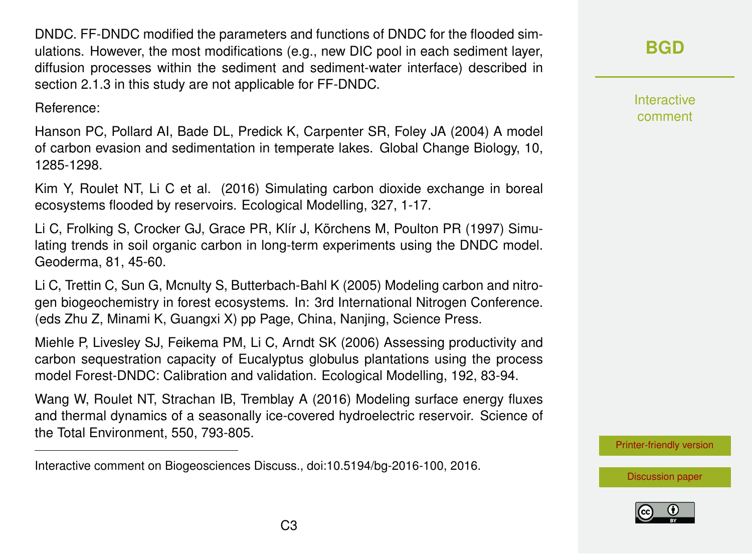DNDC. FF-DNDC modified the parameters and functions of DNDC for the flooded simulations. However, the most modifications (e.g., new DIC pool in each sediment layer, diffusion processes within the sediment and sediment-water interface) described in section 2.1.3 in this study are not applicable for FF-DNDC.

Reference:

Hanson PC, Pollard AI, Bade DL, Predick K, Carpenter SR, Foley JA (2004) A model of carbon evasion and sedimentation in temperate lakes. Global Change Biology, 10, 1285-1298.

Kim Y, Roulet NT, Li C et al. (2016) Simulating carbon dioxide exchange in boreal ecosystems flooded by reservoirs. Ecological Modelling, 327, 1-17.

Li C, Frolking S, Crocker GJ, Grace PR, Klír J, Körchens M, Poulton PR (1997) Simulating trends in soil organic carbon in long-term experiments using the DNDC model. Geoderma, 81, 45-60.

Li C, Trettin C, Sun G, Mcnulty S, Butterbach-Bahl K (2005) Modeling carbon and nitrogen biogeochemistry in forest ecosystems. In: 3rd International Nitrogen Conference. (eds Zhu Z, Minami K, Guangxi X) pp Page, China, Nanjing, Science Press.

Miehle P, Livesley SJ, Feikema PM, Li C, Arndt SK (2006) Assessing productivity and carbon sequestration capacity of Eucalyptus globulus plantations using the process model Forest-DNDC: Calibration and validation. Ecological Modelling, 192, 83-94.

Wang W, Roulet NT, Strachan IB, Tremblay A (2016) Modeling surface energy fluxes and thermal dynamics of a seasonally ice-covered hydroelectric reservoir. Science of the Total Environment, 550, 793-805.

---

Interactive comment on Biogeosciences Discuss., doi:10.5194/bg-2016-100, 2016.